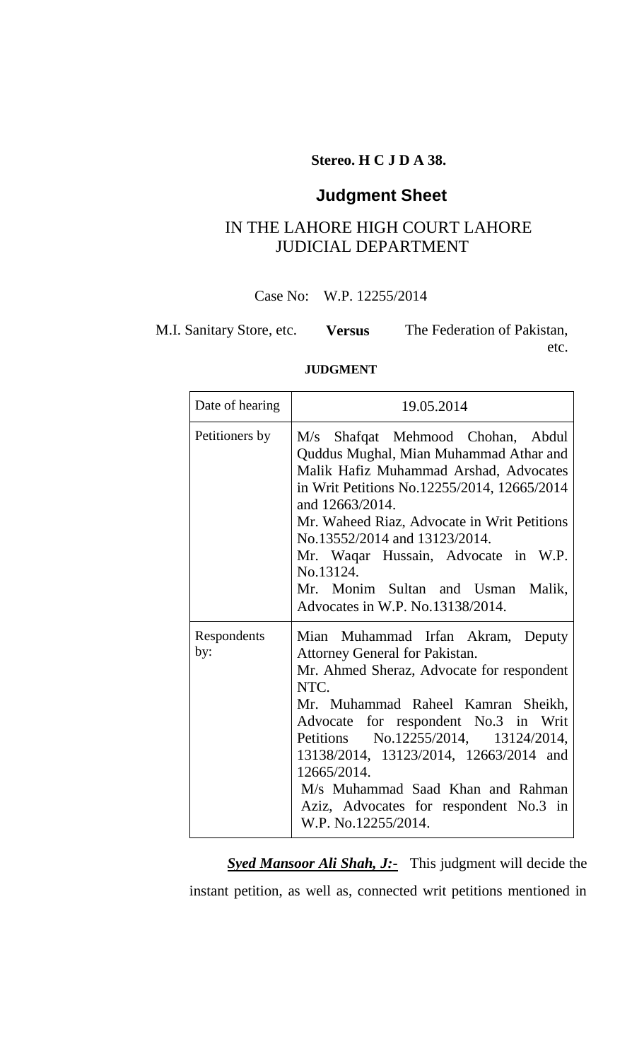**Stereo. H C J D A 38.**

# Judgment Sheet

## IN THE LAHORE HIGH COURT LAHORE
## JUDICIAL DEPARTMENT

Case No: W.P. 12255/2014

M.I. Sanitary Store, etc. **Versus** The Federation of Pakistan, etc.

**JUDGMENT**

| Date of hearing | 19.05.2014 |
|---|---|
| Petitioners by | M/s Shafqat Mehmood Chohan, Abdul Quddus Mughal, Mian Muhammad Athar and Malik Hafiz Muhammad Arshad, Advocates in Writ Petitions No.12255/2014, 12665/2014 and 12663/2014.<br>Mr. Waheed Riaz, Advocate in Writ Petitions No.13552/2014 and 13123/2014.<br>Mr. Waqar Hussain, Advocate in W.P. No.13124.<br>Mr. Monim Sultan and Usman Malik, Advocates in W.P. No.13138/2014. |
| Respondents by: | Mian Muhammad Irfan Akram, Deputy Attorney General for Pakistan.<br>Mr. Ahmed Sheraz, Advocate for respondent NTC.<br>Mr. Muhammad Raheel Kamran Sheikh, Advocate for respondent No.3 in Writ Petitions No.12255/2014, 13124/2014, 13138/2014, 13123/2014, 12663/2014 and 12665/2014.<br>M/s Muhammad Saad Khan and Rahman Aziz, Advocates for respondent No.3 in W.P. No.12255/2014. |

***Syed Mansoor Ali Shah, J:-*** This judgment will decide the instant petition, as well as, connected writ petitions mentioned in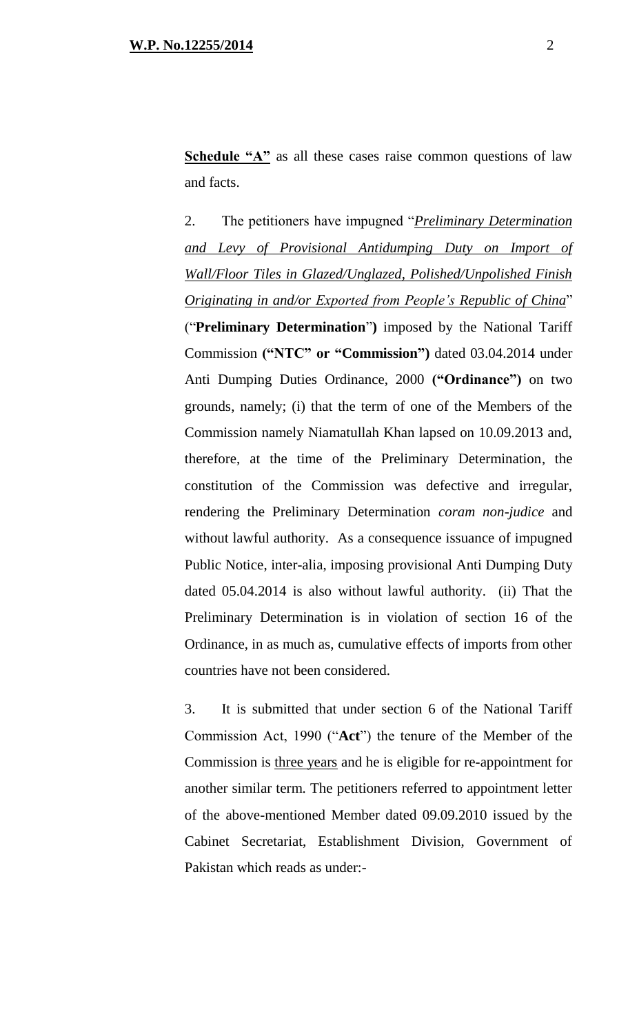**Schedule "A"** as all these cases raise common questions of law and facts.

2. The petitioners have impugned "*Preliminary Determination and Levy of Provisional Antidumping Duty on Import of Wall/Floor Tiles in Glazed/Unglazed, Polished/Unpolished Finish Originating in and/or Exported from People's Republic of China*" ("**Preliminary Determination**") imposed by the National Tariff Commission **("NTC" or "Commission")** dated 03.04.2014 under Anti Dumping Duties Ordinance, 2000 **("Ordinance")** on two grounds, namely; (i) that the term of one of the Members of the Commission namely Niamatullah Khan lapsed on 10.09.2013 and, therefore, at the time of the Preliminary Determination, the constitution of the Commission was defective and irregular, rendering the Preliminary Determination *coram non-judice* and without lawful authority. As a consequence issuance of impugned Public Notice, inter-alia, imposing provisional Anti Dumping Duty dated 05.04.2014 is also without lawful authority. (ii) That the Preliminary Determination is in violation of section 16 of the Ordinance, in as much as, cumulative effects of imports from other countries have not been considered.

3. It is submitted that under section 6 of the National Tariff Commission Act, 1990 ("**Act**") the tenure of the Member of the Commission is <u>three years</u> and he is eligible for re-appointment for another similar term. The petitioners referred to appointment letter of the above-mentioned Member dated 09.09.2010 issued by the Cabinet Secretariat, Establishment Division, Government of Pakistan which reads as under:-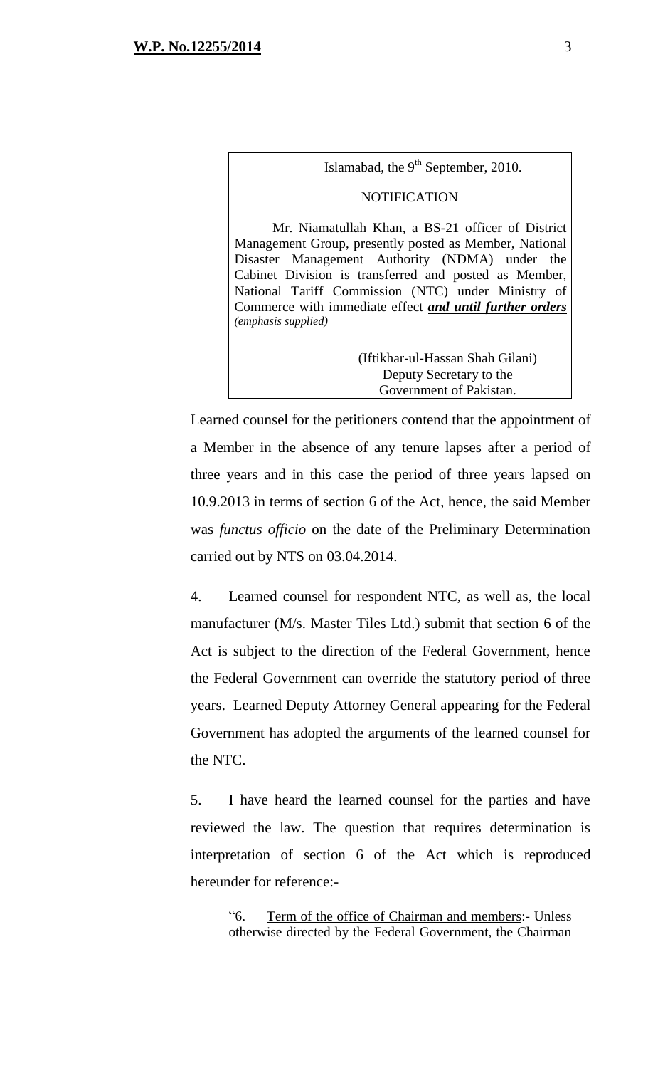> Islamabad, the 9th September, 2010.
>
> NOTIFICATION
>
> Mr. Niamatullah Khan, a BS-21 officer of District Management Group, presently posted as Member, National Disaster Management Authority (NDMA) under the Cabinet Division is transferred and posted as Member, National Tariff Commission (NTC) under Ministry of Commerce with immediate effect ***and until further orders*** *(emphasis supplied)*
>
> (Iftikhar-ul-Hassan Shah Gilani)
> Deputy Secretary to the
> Government of Pakistan.

Learned counsel for the petitioners contend that the appointment of a Member in the absence of any tenure lapses after a period of three years and in this case the period of three years lapsed on 10.9.2013 in terms of section 6 of the Act, hence, the said Member was *functus officio* on the date of the Preliminary Determination carried out by NTS on 03.04.2014.

4. Learned counsel for respondent NTC, as well as, the local manufacturer (M/s. Master Tiles Ltd.) submit that section 6 of the Act is subject to the direction of the Federal Government, hence the Federal Government can override the statutory period of three years. Learned Deputy Attorney General appearing for the Federal Government has adopted the arguments of the learned counsel for the NTC.

5. I have heard the learned counsel for the parties and have reviewed the law. The question that requires determination is interpretation of section 6 of the Act which is reproduced hereunder for reference:-

> "6. Term of the office of Chairman and members:- Unless otherwise directed by the Federal Government, the Chairman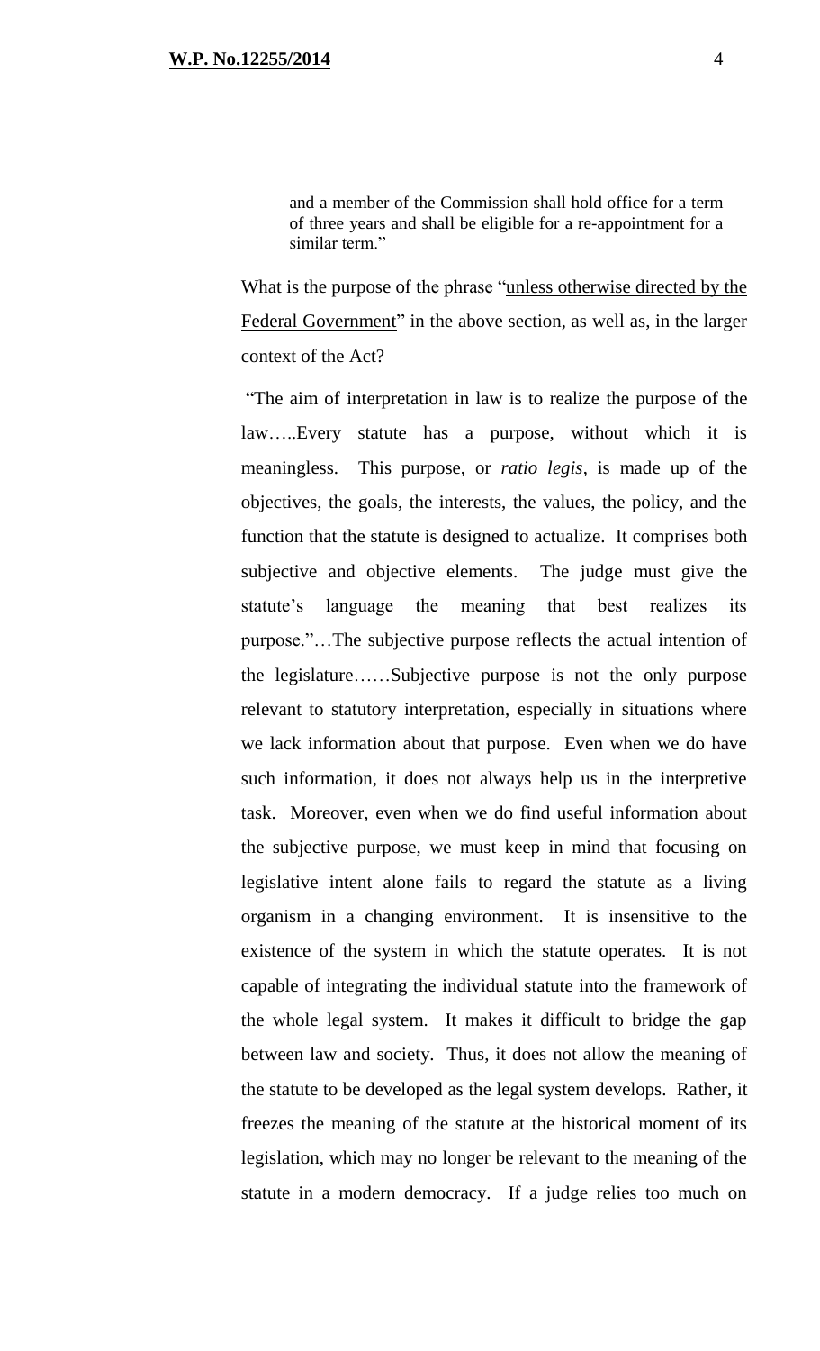> and a member of the Commission shall hold office for a term of three years and shall be eligible for a re-appointment for a similar term."

What is the purpose of the phrase "<u>unless otherwise directed by the Federal Government</u>" in the above section, as well as, in the larger context of the Act?

"The aim of interpretation in law is to realize the purpose of the law…..Every statute has a purpose, without which it is meaningless. This purpose, or *ratio legis*, is made up of the objectives, the goals, the interests, the values, the policy, and the function that the statute is designed to actualize. It comprises both subjective and objective elements. The judge must give the statute's language the meaning that best realizes its purpose."…The subjective purpose reflects the actual intention of the legislature……Subjective purpose is not the only purpose relevant to statutory interpretation, especially in situations where we lack information about that purpose. Even when we do have such information, it does not always help us in the interpretive task. Moreover, even when we do find useful information about the subjective purpose, we must keep in mind that focusing on legislative intent alone fails to regard the statute as a living organism in a changing environment. It is insensitive to the existence of the system in which the statute operates. It is not capable of integrating the individual statute into the framework of the whole legal system. It makes it difficult to bridge the gap between law and society. Thus, it does not allow the meaning of the statute to be developed as the legal system develops. Rather, it freezes the meaning of the statute at the historical moment of its legislation, which may no longer be relevant to the meaning of the statute in a modern democracy. If a judge relies too much on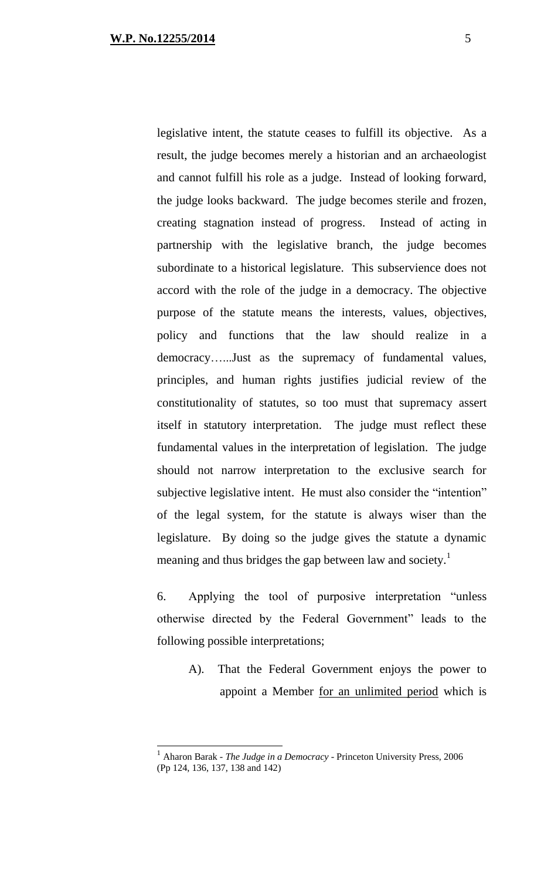legislative intent, the statute ceases to fulfill its objective. As a result, the judge becomes merely a historian and an archaeologist and cannot fulfill his role as a judge. Instead of looking forward, the judge looks backward. The judge becomes sterile and frozen, creating stagnation instead of progress. Instead of acting in partnership with the legislative branch, the judge becomes subordinate to a historical legislature. This subservience does not accord with the role of the judge in a democracy. The objective purpose of the statute means the interests, values, objectives, policy and functions that the law should realize in a democracy…...Just as the supremacy of fundamental values, principles, and human rights justifies judicial review of the constitutionality of statutes, so too must that supremacy assert itself in statutory interpretation. The judge must reflect these fundamental values in the interpretation of legislation. The judge should not narrow interpretation to the exclusive search for subjective legislative intent. He must also consider the "intention" of the legal system, for the statute is always wiser than the legislature. By doing so the judge gives the statute a dynamic meaning and thus bridges the gap between law and society.[1]

6. Applying the tool of purposive interpretation "unless otherwise directed by the Federal Government" leads to the following possible interpretations;

A). That the Federal Government enjoys the power to appoint a Member <u>for an unlimited period</u> which is

---

[1] Aharon Barak - *The Judge in a Democracy* - Princeton University Press, 2006 (Pp 124, 136, 137, 138 and 142)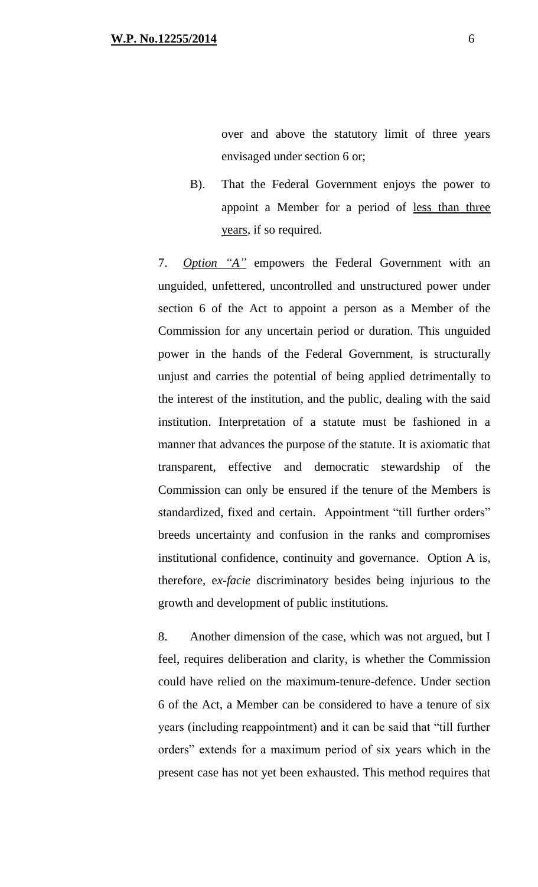over and above the statutory limit of three years envisaged under section 6 or;

B). That the Federal Government enjoys the power to appoint a Member for a period of <u>less than three years</u>, if so required.

7. *<u>Option "A"</u>* empowers the Federal Government with an unguided, unfettered, uncontrolled and unstructured power under section 6 of the Act to appoint a person as a Member of the Commission for any uncertain period or duration. This unguided power in the hands of the Federal Government, is structurally unjust and carries the potential of being applied detrimentally to the interest of the institution, and the public, dealing with the said institution. Interpretation of a statute must be fashioned in a manner that advances the purpose of the statute. It is axiomatic that transparent, effective and democratic stewardship of the Commission can only be ensured if the tenure of the Members is standardized, fixed and certain. Appointment "till further orders" breeds uncertainty and confusion in the ranks and compromises institutional confidence, continuity and governance. Option A is, therefore, e*x-facie* discriminatory besides being injurious to the growth and development of public institutions.

8. Another dimension of the case, which was not argued, but I feel, requires deliberation and clarity, is whether the Commission could have relied on the maximum-tenure-defence. Under section 6 of the Act, a Member can be considered to have a tenure of six years (including reappointment) and it can be said that "till further orders" extends for a maximum period of six years which in the present case has not yet been exhausted. This method requires that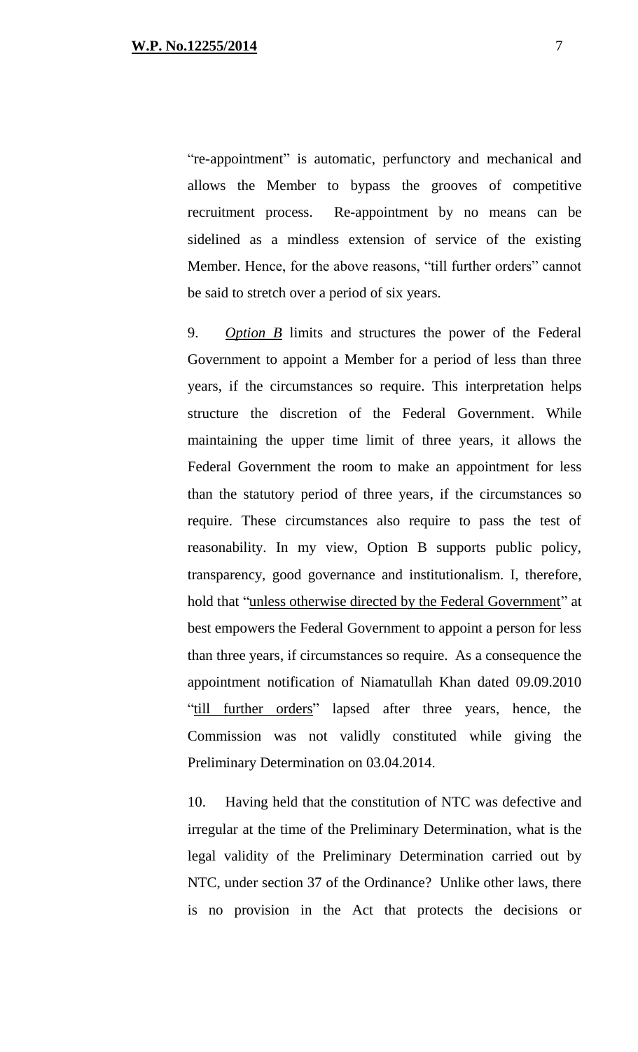"re-appointment" is automatic, perfunctory and mechanical and allows the Member to bypass the grooves of competitive recruitment process. Re-appointment by no means can be sidelined as a mindless extension of service of the existing Member. Hence, for the above reasons, "till further orders" cannot be said to stretch over a period of six years.

9. *Option B* limits and structures the power of the Federal Government to appoint a Member for a period of less than three years, if the circumstances so require. This interpretation helps structure the discretion of the Federal Government. While maintaining the upper time limit of three years, it allows the Federal Government the room to make an appointment for less than the statutory period of three years, if the circumstances so require. These circumstances also require to pass the test of reasonability. In my view, Option B supports public policy, transparency, good governance and institutionalism. I, therefore, hold that "unless otherwise directed by the Federal Government" at best empowers the Federal Government to appoint a person for less than three years, if circumstances so require. As a consequence the appointment notification of Niamatullah Khan dated 09.09.2010 "till further orders" lapsed after three years, hence, the Commission was not validly constituted while giving the Preliminary Determination on 03.04.2014.

10. Having held that the constitution of NTC was defective and irregular at the time of the Preliminary Determination, what is the legal validity of the Preliminary Determination carried out by NTC, under section 37 of the Ordinance? Unlike other laws, there is no provision in the Act that protects the decisions or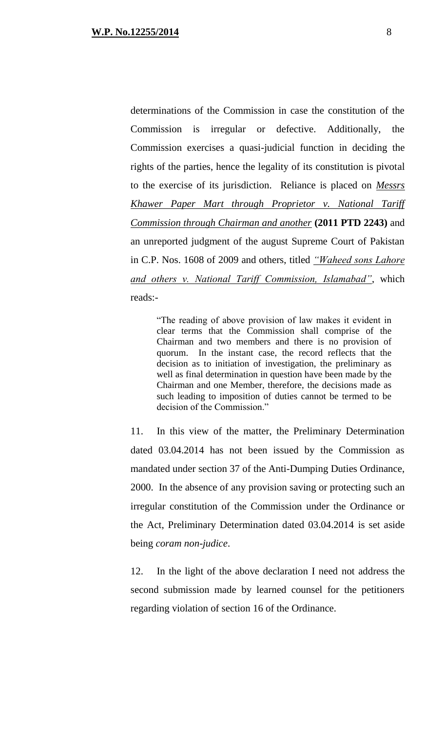determinations of the Commission in case the constitution of the Commission is irregular or defective. Additionally, the Commission exercises a quasi-judicial function in deciding the rights of the parties, hence the legality of its constitution is pivotal to the exercise of its jurisdiction. Reliance is placed on *Messrs Khawer Paper Mart through Proprietor v. National Tariff Commission through Chairman and another* **(2011 PTD 2243)** and an unreported judgment of the august Supreme Court of Pakistan in C.P. Nos. 1608 of 2009 and others, titled *"Waheed sons Lahore and others v. National Tariff Commission, Islamabad"*, which reads:-

> "The reading of above provision of law makes it evident in clear terms that the Commission shall comprise of the Chairman and two members and there is no provision of quorum. In the instant case, the record reflects that the decision as to initiation of investigation, the preliminary as well as final determination in question have been made by the Chairman and one Member, therefore, the decisions made as such leading to imposition of duties cannot be termed to be decision of the Commission."

11. In this view of the matter, the Preliminary Determination dated 03.04.2014 has not been issued by the Commission as mandated under section 37 of the Anti-Dumping Duties Ordinance, 2000. In the absence of any provision saving or protecting such an irregular constitution of the Commission under the Ordinance or the Act, Preliminary Determination dated 03.04.2014 is set aside being *coram non-judice*.

12. In the light of the above declaration I need not address the second submission made by learned counsel for the petitioners regarding violation of section 16 of the Ordinance.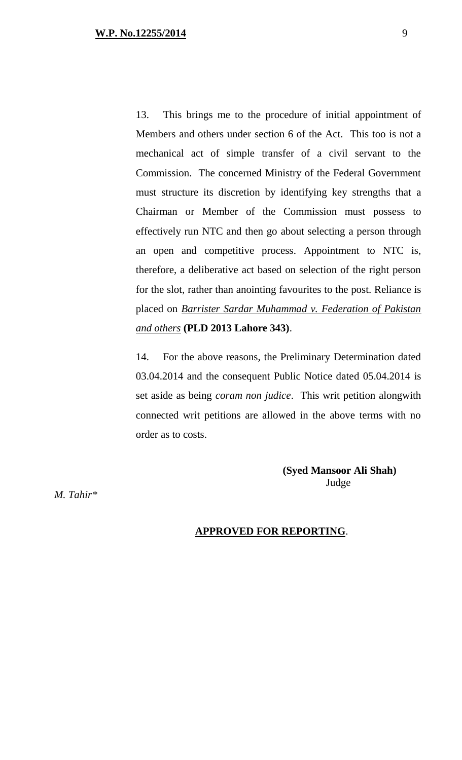13. This brings me to the procedure of initial appointment of Members and others under section 6 of the Act. This too is not a mechanical act of simple transfer of a civil servant to the Commission. The concerned Ministry of the Federal Government must structure its discretion by identifying key strengths that a Chairman or Member of the Commission must possess to effectively run NTC and then go about selecting a person through an open and competitive process. Appointment to NTC is, therefore, a deliberative act based on selection of the right person for the slot, rather than anointing favourites to the post. Reliance is placed on *Barrister Sardar Muhammad v. Federation of Pakistan and others* **(PLD 2013 Lahore 343)**.

14. For the above reasons, the Preliminary Determination dated 03.04.2014 and the consequent Public Notice dated 05.04.2014 is set aside as being *coram non judice*. This writ petition alongwith connected writ petitions are allowed in the above terms with no order as to costs.

**(Syed Mansoor Ali Shah)**
Judge

*M. Tahir\**

**APPROVED FOR REPORTING**.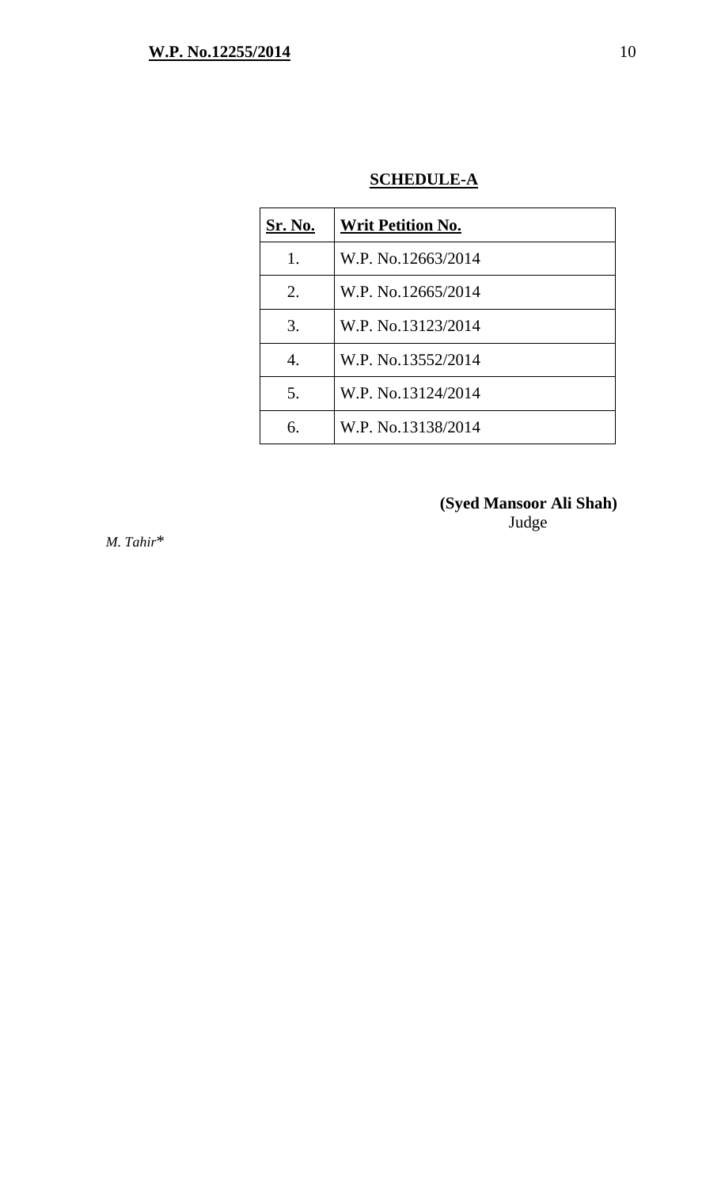## SCHEDULE-A

| Sr. No. | Writ Petition No. |
|---|---|
| 1. | W.P. No.12663/2014 |
| 2. | W.P. No.12665/2014 |
| 3. | W.P. No.13123/2014 |
| 4. | W.P. No.13552/2014 |
| 5. | W.P. No.13124/2014 |
| 6. | W.P. No.13138/2014 |

**(Syed Mansoor Ali Shah)**
Judge

*M. Tahir**